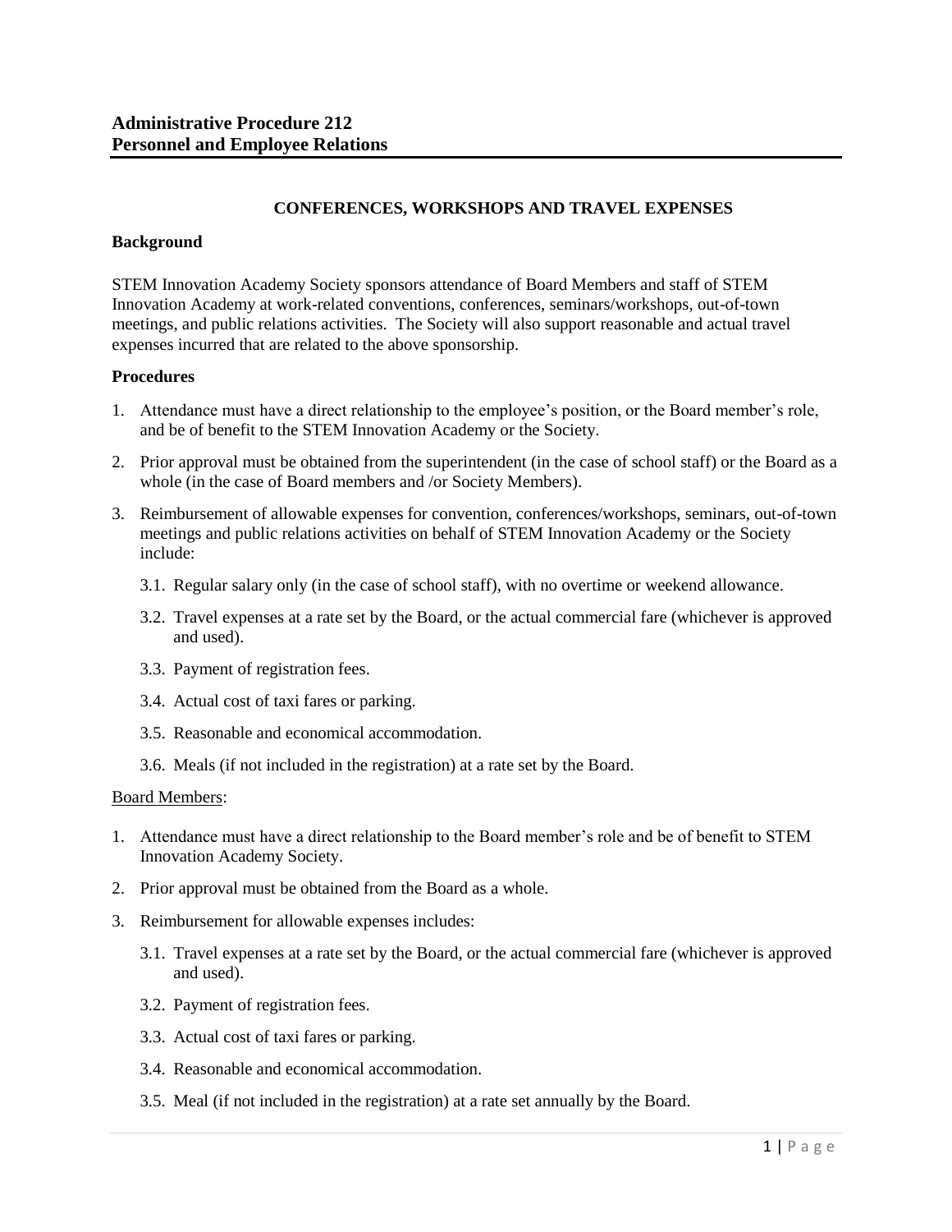# Administrative Procedure 212
# Personnel and Employee Relations

## CONFERENCES, WORKSHOPS AND TRAVEL EXPENSES

### Background

STEM Innovation Academy Society sponsors attendance of Board Members and staff of STEM Innovation Academy at work-related conventions, conferences, seminars/workshops, out-of-town meetings, and public relations activities. The Society will also support reasonable and actual travel expenses incurred that are related to the above sponsorship.

### Procedures

1. Attendance must have a direct relationship to the employee's position, or the Board member's role, and be of benefit to the STEM Innovation Academy or the Society.
2. Prior approval must be obtained from the superintendent (in the case of school staff) or the Board as a whole (in the case of Board members and /or Society Members).
3. Reimbursement of allowable expenses for convention, conferences/workshops, seminars, out-of-town meetings and public relations activities on behalf of STEM Innovation Academy or the Society include:
   - 3.1. Regular salary only (in the case of school staff), with no overtime or weekend allowance.
   - 3.2. Travel expenses at a rate set by the Board, or the actual commercial fare (whichever is approved and used).
   - 3.3. Payment of registration fees.
   - 3.4. Actual cost of taxi fares or parking.
   - 3.5. Reasonable and economical accommodation.
   - 3.6. Meals (if not included in the registration) at a rate set by the Board.

<u>Board Members</u>:

1. Attendance must have a direct relationship to the Board member's role and be of benefit to STEM Innovation Academy Society.
2. Prior approval must be obtained from the Board as a whole.
3. Reimbursement for allowable expenses includes:
   - 3.1. Travel expenses at a rate set by the Board, or the actual commercial fare (whichever is approved and used).
   - 3.2. Payment of registration fees.
   - 3.3. Actual cost of taxi fares or parking.
   - 3.4. Reasonable and economical accommodation.
   - 3.5. Meal (if not included in the registration) at a rate set annually by the Board.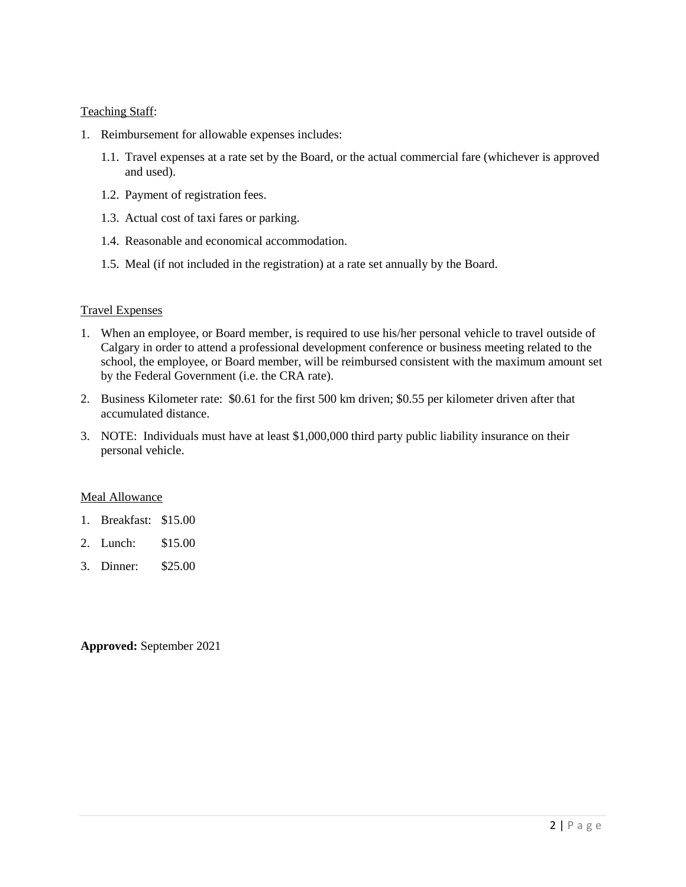Teaching Staff:

1. Reimbursement for allowable expenses includes:
    1.1. Travel expenses at a rate set by the Board, or the actual commercial fare (whichever is approved and used).
    1.2. Payment of registration fees.
    1.3. Actual cost of taxi fares or parking.
    1.4. Reasonable and economical accommodation.
    1.5. Meal (if not included in the registration) at a rate set annually by the Board.

Travel Expenses

1. When an employee, or Board member, is required to use his/her personal vehicle to travel outside of Calgary in order to attend a professional development conference or business meeting related to the school, the employee, or Board member, will be reimbursed consistent with the maximum amount set by the Federal Government (i.e. the CRA rate).
2. Business Kilometer rate: $0.61 for the first 500 km driven; $0.55 per kilometer driven after that accumulated distance.
3. NOTE: Individuals must have at least $1,000,000 third party public liability insurance on their personal vehicle.

Meal Allowance

1. Breakfast: $15.00
2. Lunch: $15.00
3. Dinner: $25.00

**Approved:** September 2021